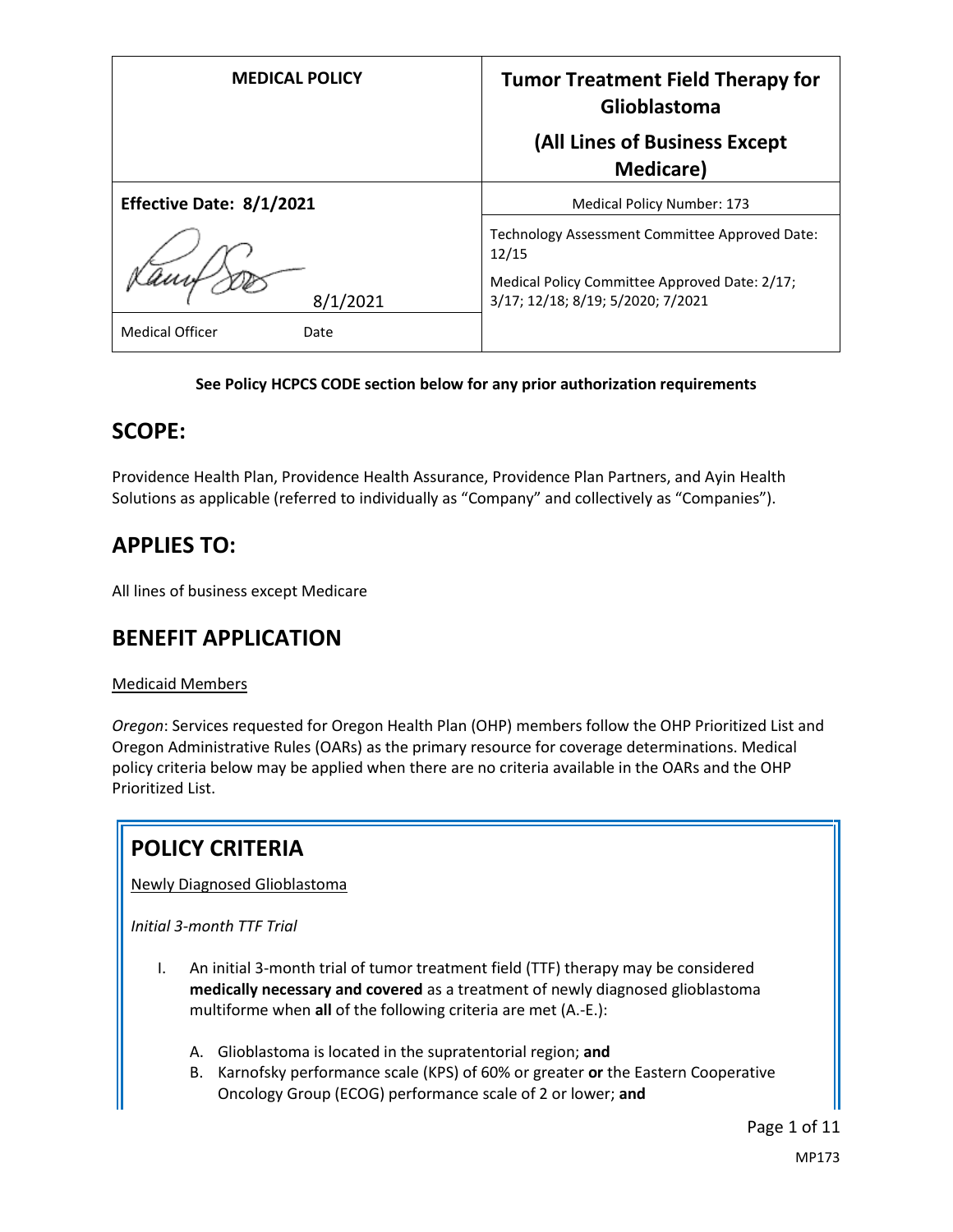| MEDICAL POLICY | Tumor Treatment Field Therapy for Glioblastoma (All Lines of Business Except Medicare) |
|---|---|
| **Effective Date: 8/1/2021** | Medical Policy Number: 173 |
| 8/1/2021 | Technology Assessment Committee Approved Date: 12/15 Medical Policy Committee Approved Date: 2/17; 3/17; 12/18; 8/19; 5/2020; 7/2021 |
| Medical Officer Date | |

**See Policy HCPCS CODE section below for any prior authorization requirements**

## SCOPE:

Providence Health Plan, Providence Health Assurance, Providence Plan Partners, and Ayin Health Solutions as applicable (referred to individually as "Company" and collectively as "Companies").

## APPLIES TO:

All lines of business except Medicare

## BENEFIT APPLICATION

Medicaid Members

*Oregon*: Services requested for Oregon Health Plan (OHP) members follow the OHP Prioritized List and Oregon Administrative Rules (OARs) as the primary resource for coverage determinations. Medical policy criteria below may be applied when there are no criteria available in the OARs and the OHP Prioritized List.

## POLICY CRITERIA

Newly Diagnosed Glioblastoma

*Initial 3-month TTF Trial*

I. An initial 3-month trial of tumor treatment field (TTF) therapy may be considered **medically necessary and covered** as a treatment of newly diagnosed glioblastoma multiforme when **all** of the following criteria are met (A.-E.):

   A. Glioblastoma is located in the supratentorial region; **and**
   B. Karnofsky performance scale (KPS) of 60% or greater **or** the Eastern Cooperative Oncology Group (ECOG) performance scale of 2 or lower; **and**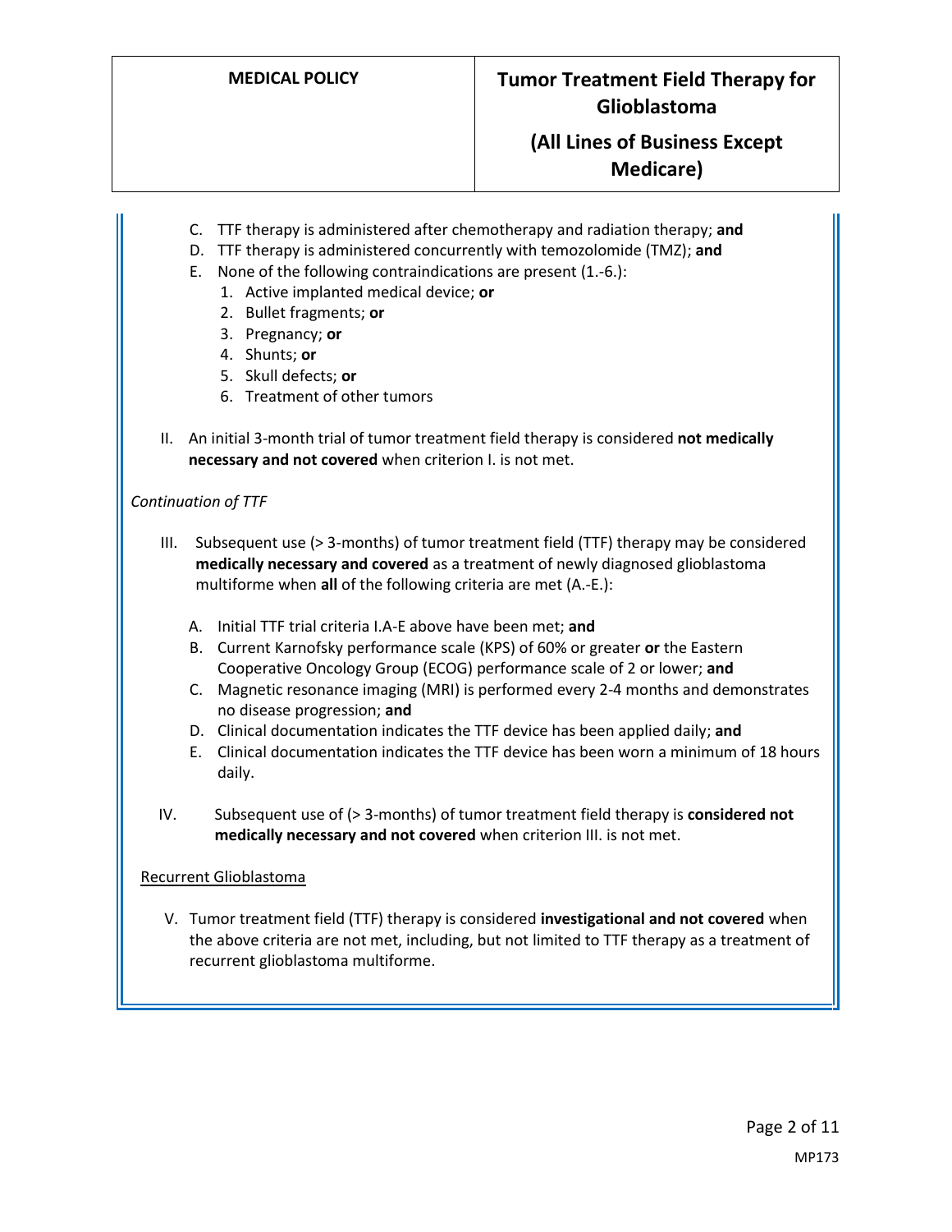C. TTF therapy is administered after chemotherapy and radiation therapy; **and**
D. TTF therapy is administered concurrently with temozolomide (TMZ); **and**
E. None of the following contraindications are present (1.-6.):
   1. Active implanted medical device; **or**
   2. Bullet fragments; **or**
   3. Pregnancy; **or**
   4. Shunts; **or**
   5. Skull defects; **or**
   6. Treatment of other tumors

II. An initial 3-month trial of tumor treatment field therapy is considered **not medically necessary and not covered** when criterion I. is not met.

*Continuation of TTF*

III. Subsequent use (> 3-months) of tumor treatment field (TTF) therapy may be considered **medically necessary and covered** as a treatment of newly diagnosed glioblastoma multiforme when **all** of the following criteria are met (A.-E.):

   A. Initial TTF trial criteria I.A-E above have been met; **and**
   B. Current Karnofsky performance scale (KPS) of 60% or greater **or** the Eastern Cooperative Oncology Group (ECOG) performance scale of 2 or lower; **and**
   C. Magnetic resonance imaging (MRI) is performed every 2-4 months and demonstrates no disease progression; **and**
   D. Clinical documentation indicates the TTF device has been applied daily; **and**
   E. Clinical documentation indicates the TTF device has been worn a minimum of 18 hours daily.

IV. Subsequent use of (> 3-months) of tumor treatment field therapy is **considered not medically necessary and not covered** when criterion III. is not met.

Recurrent Glioblastoma

V. Tumor treatment field (TTF) therapy is considered **investigational and not covered** when the above criteria are not met, including, but not limited to TTF therapy as a treatment of recurrent glioblastoma multiforme.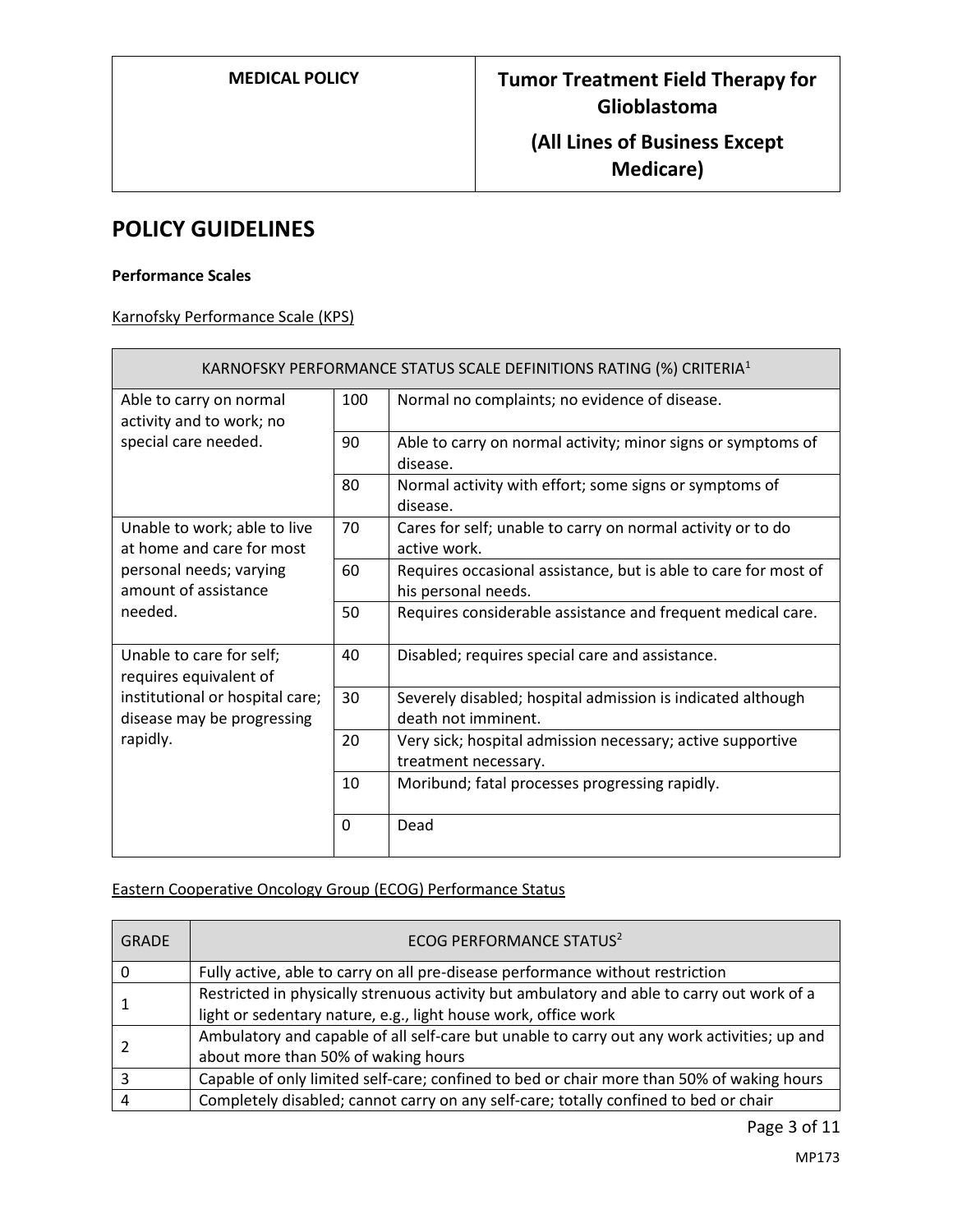## POLICY GUIDELINES

**Performance Scales**

Karnofsky Performance Scale (KPS)

| KARNOFSKY PERFORMANCE STATUS SCALE DEFINITIONS RATING (%) CRITERIA[1] | | |
|---|---|---|
| Able to carry on normal activity and to work; no special care needed. | 100 | Normal no complaints; no evidence of disease. |
| | 90 | Able to carry on normal activity; minor signs or symptoms of disease. |
| | 80 | Normal activity with effort; some signs or symptoms of disease. |
| Unable to work; able to live at home and care for most personal needs; varying amount of assistance needed. | 70 | Cares for self; unable to carry on normal activity or to do active work. |
| | 60 | Requires occasional assistance, but is able to care for most of his personal needs. |
| | 50 | Requires considerable assistance and frequent medical care. |
| Unable to care for self; requires equivalent of institutional or hospital care; disease may be progressing rapidly. | 40 | Disabled; requires special care and assistance. |
| | 30 | Severely disabled; hospital admission is indicated although death not imminent. |
| | 20 | Very sick; hospital admission necessary; active supportive treatment necessary. |
| | 10 | Moribund; fatal processes progressing rapidly. |
| | 0 | Dead |

Eastern Cooperative Oncology Group (ECOG) Performance Status

| GRADE | ECOG PERFORMANCE STATUS[2] |
|---|---|
| 0 | Fully active, able to carry on all pre-disease performance without restriction |
| 1 | Restricted in physically strenuous activity but ambulatory and able to carry out work of a light or sedentary nature, e.g., light house work, office work |
| 2 | Ambulatory and capable of all self-care but unable to carry out any work activities; up and about more than 50% of waking hours |
| 3 | Capable of only limited self-care; confined to bed or chair more than 50% of waking hours |
| 4 | Completely disabled; cannot carry on any self-care; totally confined to bed or chair |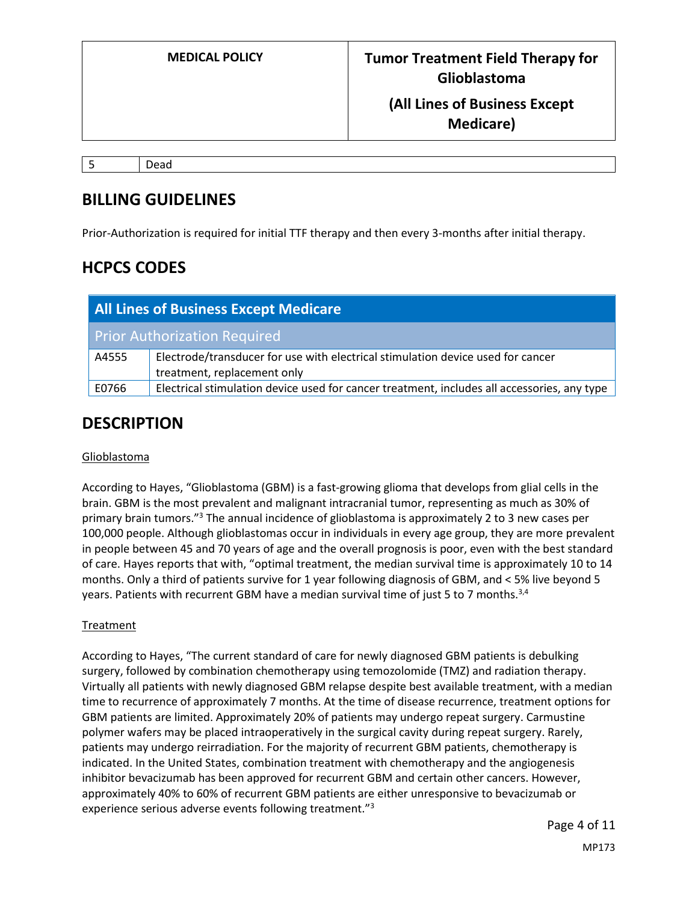| 5 | Dead |
|---|---|

## BILLING GUIDELINES

Prior-Authorization is required for initial TTF therapy and then every 3-months after initial therapy.

## HCPCS CODES

| All Lines of Business Except Medicare | |
|---|---|
| Prior Authorization Required | |
| A4555 | Electrode/transducer for use with electrical stimulation device used for cancer treatment, replacement only |
| E0766 | Electrical stimulation device used for cancer treatment, includes all accessories, any type |

## DESCRIPTION

Glioblastoma

According to Hayes, "Glioblastoma (GBM) is a fast-growing glioma that develops from glial cells in the brain. GBM is the most prevalent and malignant intracranial tumor, representing as much as 30% of primary brain tumors."[3] The annual incidence of glioblastoma is approximately 2 to 3 new cases per 100,000 people. Although glioblastomas occur in individuals in every age group, they are more prevalent in people between 45 and 70 years of age and the overall prognosis is poor, even with the best standard of care. Hayes reports that with, "optimal treatment, the median survival time is approximately 10 to 14 months. Only a third of patients survive for 1 year following diagnosis of GBM, and < 5% live beyond 5 years. Patients with recurrent GBM have a median survival time of just 5 to 7 months.[3,4]

Treatment

According to Hayes, "The current standard of care for newly diagnosed GBM patients is debulking surgery, followed by combination chemotherapy using temozolomide (TMZ) and radiation therapy. Virtually all patients with newly diagnosed GBM relapse despite best available treatment, with a median time to recurrence of approximately 7 months. At the time of disease recurrence, treatment options for GBM patients are limited. Approximately 20% of patients may undergo repeat surgery. Carmustine polymer wafers may be placed intraoperatively in the surgical cavity during repeat surgery. Rarely, patients may undergo reirradiation. For the majority of recurrent GBM patients, chemotherapy is indicated. In the United States, combination treatment with chemotherapy and the angiogenesis inhibitor bevacizumab has been approved for recurrent GBM and certain other cancers. However, approximately 40% to 60% of recurrent GBM patients are either unresponsive to bevacizumab or experience serious adverse events following treatment."[3]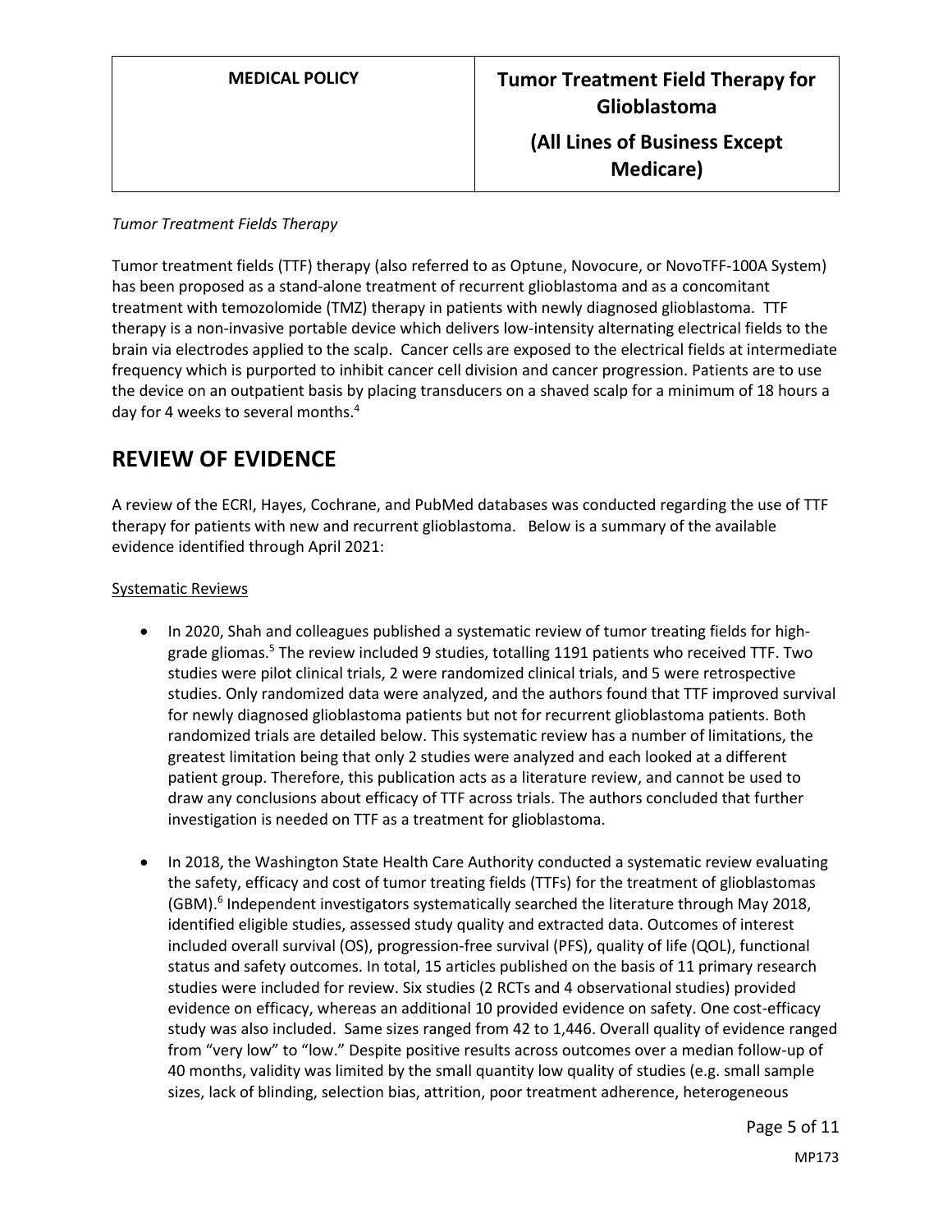*Tumor Treatment Fields Therapy*

Tumor treatment fields (TTF) therapy (also referred to as Optune, Novocure, or NovoTFF-100A System) has been proposed as a stand-alone treatment of recurrent glioblastoma and as a concomitant treatment with temozolomide (TMZ) therapy in patients with newly diagnosed glioblastoma. TTF therapy is a non-invasive portable device which delivers low-intensity alternating electrical fields to the brain via electrodes applied to the scalp. Cancer cells are exposed to the electrical fields at intermediate frequency which is purported to inhibit cancer cell division and cancer progression. Patients are to use the device on an outpatient basis by placing transducers on a shaved scalp for a minimum of 18 hours a day for 4 weeks to several months.[4]

## REVIEW OF EVIDENCE

A review of the ECRI, Hayes, Cochrane, and PubMed databases was conducted regarding the use of TTF therapy for patients with new and recurrent glioblastoma. Below is a summary of the available evidence identified through April 2021:

Systematic Reviews

- In 2020, Shah and colleagues published a systematic review of tumor treating fields for high-grade gliomas.[5] The review included 9 studies, totalling 1191 patients who received TTF. Two studies were pilot clinical trials, 2 were randomized clinical trials, and 5 were retrospective studies. Only randomized data were analyzed, and the authors found that TTF improved survival for newly diagnosed glioblastoma patients but not for recurrent glioblastoma patients. Both randomized trials are detailed below. This systematic review has a number of limitations, the greatest limitation being that only 2 studies were analyzed and each looked at a different patient group. Therefore, this publication acts as a literature review, and cannot be used to draw any conclusions about efficacy of TTF across trials. The authors concluded that further investigation is needed on TTF as a treatment for glioblastoma.

- In 2018, the Washington State Health Care Authority conducted a systematic review evaluating the safety, efficacy and cost of tumor treating fields (TTFs) for the treatment of glioblastomas (GBM).[6] Independent investigators systematically searched the literature through May 2018, identified eligible studies, assessed study quality and extracted data. Outcomes of interest included overall survival (OS), progression-free survival (PFS), quality of life (QOL), functional status and safety outcomes. In total, 15 articles published on the basis of 11 primary research studies were included for review. Six studies (2 RCTs and 4 observational studies) provided evidence on efficacy, whereas an additional 10 provided evidence on safety. One cost-efficacy study was also included. Same sizes ranged from 42 to 1,446. Overall quality of evidence ranged from "very low" to "low." Despite positive results across outcomes over a median follow-up of 40 months, validity was limited by the small quantity low quality of studies (e.g. small sample sizes, lack of blinding, selection bias, attrition, poor treatment adherence, heterogeneous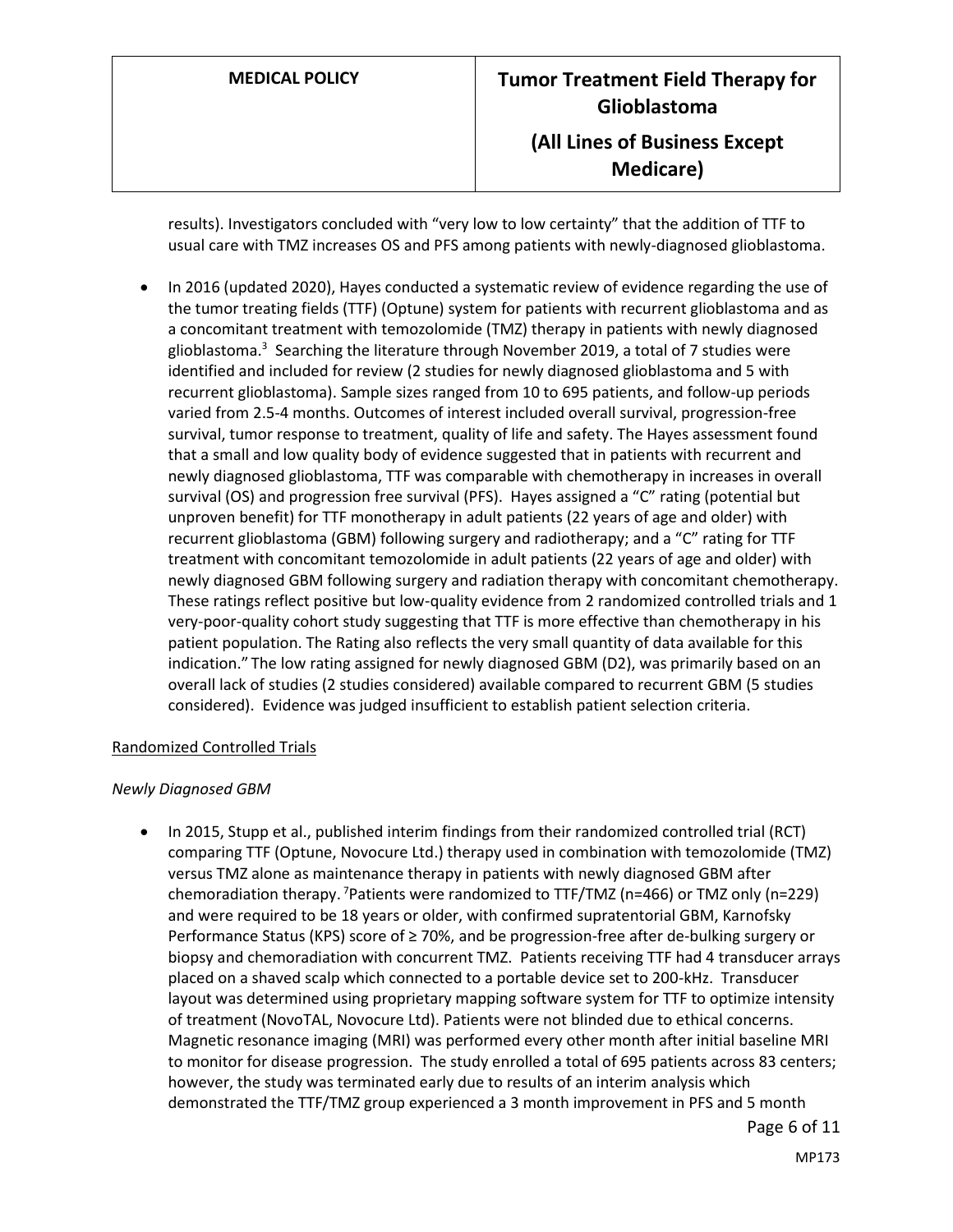results). Investigators concluded with "very low to low certainty" that the addition of TTF to usual care with TMZ increases OS and PFS among patients with newly-diagnosed glioblastoma.

- In 2016 (updated 2020), Hayes conducted a systematic review of evidence regarding the use of the tumor treating fields (TTF) (Optune) system for patients with recurrent glioblastoma and as a concomitant treatment with temozolomide (TMZ) therapy in patients with newly diagnosed glioblastoma.[3] Searching the literature through November 2019, a total of 7 studies were identified and included for review (2 studies for newly diagnosed glioblastoma and 5 with recurrent glioblastoma). Sample sizes ranged from 10 to 695 patients, and follow-up periods varied from 2.5-4 months. Outcomes of interest included overall survival, progression-free survival, tumor response to treatment, quality of life and safety. The Hayes assessment found that a small and low quality body of evidence suggested that in patients with recurrent and newly diagnosed glioblastoma, TTF was comparable with chemotherapy in increases in overall survival (OS) and progression free survival (PFS). Hayes assigned a "C" rating (potential but unproven benefit) for TTF monotherapy in adult patients (22 years of age and older) with recurrent glioblastoma (GBM) following surgery and radiotherapy; and a "C" rating for TTF treatment with concomitant temozolomide in adult patients (22 years of age and older) with newly diagnosed GBM following surgery and radiation therapy with concomitant chemotherapy. These ratings reflect positive but low-quality evidence from 2 randomized controlled trials and 1 very-poor-quality cohort study suggesting that TTF is more effective than chemotherapy in his patient population. The Rating also reflects the very small quantity of data available for this indication." The low rating assigned for newly diagnosed GBM (D2), was primarily based on an overall lack of studies (2 studies considered) available compared to recurrent GBM (5 studies considered). Evidence was judged insufficient to establish patient selection criteria.

Randomized Controlled Trials

*Newly Diagnosed GBM*

- In 2015, Stupp et al., published interim findings from their randomized controlled trial (RCT) comparing TTF (Optune, Novocure Ltd.) therapy used in combination with temozolomide (TMZ) versus TMZ alone as maintenance therapy in patients with newly diagnosed GBM after chemoradiation therapy.[7] Patients were randomized to TTF/TMZ (n=466) or TMZ only (n=229) and were required to be 18 years or older, with confirmed supratentorial GBM, Karnofsky Performance Status (KPS) score of ≥ 70%, and be progression-free after de-bulking surgery or biopsy and chemoradiation with concurrent TMZ. Patients receiving TTF had 4 transducer arrays placed on a shaved scalp which connected to a portable device set to 200-kHz. Transducer layout was determined using proprietary mapping software system for TTF to optimize intensity of treatment (NovoTAL, Novocure Ltd). Patients were not blinded due to ethical concerns. Magnetic resonance imaging (MRI) was performed every other month after initial baseline MRI to monitor for disease progression. The study enrolled a total of 695 patients across 83 centers; however, the study was terminated early due to results of an interim analysis which demonstrated the TTF/TMZ group experienced a 3 month improvement in PFS and 5 month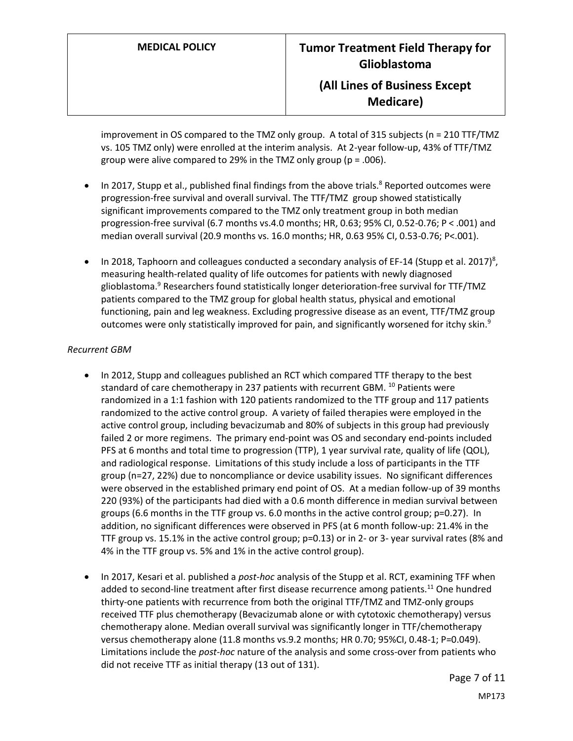improvement in OS compared to the TMZ only group. A total of 315 subjects (n = 210 TTF/TMZ vs. 105 TMZ only) were enrolled at the interim analysis. At 2-year follow-up, 43% of TTF/TMZ group were alive compared to 29% in the TMZ only group (p = .006).

- In 2017, Stupp et al., published final findings from the above trials.[8] Reported outcomes were progression-free survival and overall survival. The TTF/TMZ group showed statistically significant improvements compared to the TMZ only treatment group in both median progression-free survival (6.7 months vs.4.0 months; HR, 0.63; 95% CI, 0.52-0.76; P < .001) and median overall survival (20.9 months vs. 16.0 months; HR, 0.63 95% CI, 0.53-0.76; P<.001).
- In 2018, Taphoorn and colleagues conducted a secondary analysis of EF-14 (Stupp et al. 2017)[8], measuring health-related quality of life outcomes for patients with newly diagnosed glioblastoma.[9] Researchers found statistically longer deterioration-free survival for TTF/TMZ patients compared to the TMZ group for global health status, physical and emotional functioning, pain and leg weakness. Excluding progressive disease as an event, TTF/TMZ group outcomes were only statistically improved for pain, and significantly worsened for itchy skin.[9]

*Recurrent GBM*

- In 2012, Stupp and colleagues published an RCT which compared TTF therapy to the best standard of care chemotherapy in 237 patients with recurrent GBM.[10] Patients were randomized in a 1:1 fashion with 120 patients randomized to the TTF group and 117 patients randomized to the active control group. A variety of failed therapies were employed in the active control group, including bevacizumab and 80% of subjects in this group had previously failed 2 or more regimens. The primary end-point was OS and secondary end-points included PFS at 6 months and total time to progression (TTP), 1 year survival rate, quality of life (QOL), and radiological response. Limitations of this study include a loss of participants in the TTF group (n=27, 22%) due to noncompliance or device usability issues. No significant differences were observed in the established primary end point of OS. At a median follow-up of 39 months 220 (93%) of the participants had died with a 0.6 month difference in median survival between groups (6.6 months in the TTF group vs. 6.0 months in the active control group; p=0.27). In addition, no significant differences were observed in PFS (at 6 month follow-up: 21.4% in the TTF group vs. 15.1% in the active control group; p=0.13) or in 2- or 3- year survival rates (8% and 4% in the TTF group vs. 5% and 1% in the active control group).
- In 2017, Kesari et al. published a *post-hoc* analysis of the Stupp et al. RCT, examining TFF when added to second-line treatment after first disease recurrence among patients.[11] One hundred thirty-one patients with recurrence from both the original TTF/TMZ and TMZ-only groups received TTF plus chemotherapy (Bevacizumab alone or with cytotoxic chemotherapy) versus chemotherapy alone. Median overall survival was significantly longer in TTF/chemotherapy versus chemotherapy alone (11.8 months vs.9.2 months; HR 0.70; 95%CI, 0.48-1; P=0.049). Limitations include the *post-hoc* nature of the analysis and some cross-over from patients who did not receive TTF as initial therapy (13 out of 131).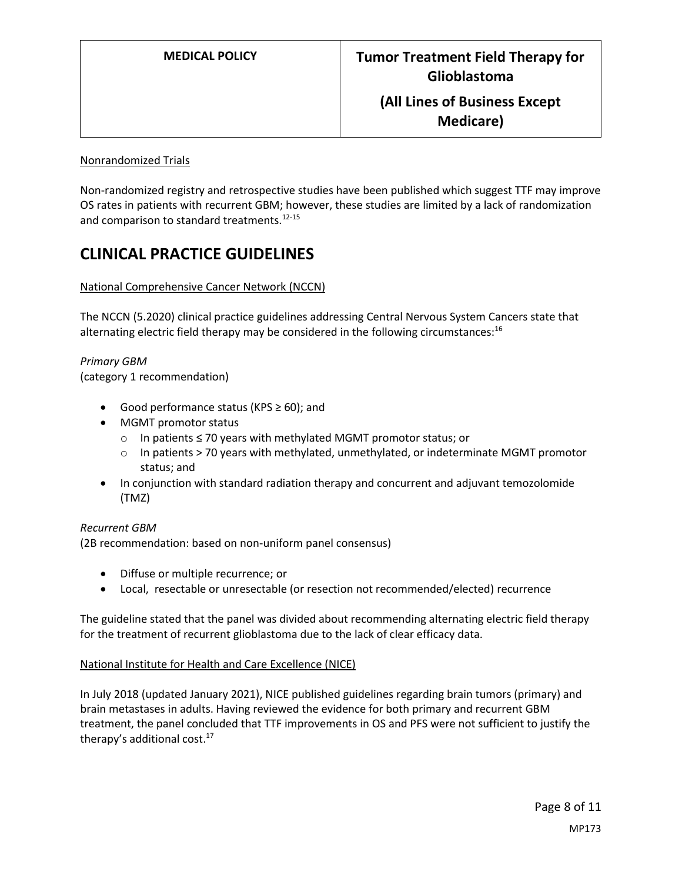Nonrandomized Trials

Non-randomized registry and retrospective studies have been published which suggest TTF may improve OS rates in patients with recurrent GBM; however, these studies are limited by a lack of randomization and comparison to standard treatments.[12-15]

## CLINICAL PRACTICE GUIDELINES

National Comprehensive Cancer Network (NCCN)

The NCCN (5.2020) clinical practice guidelines addressing Central Nervous System Cancers state that alternating electric field therapy may be considered in the following circumstances:[16]

*Primary GBM*
(category 1 recommendation)

- Good performance status (KPS ≥ 60); and
- MGMT promotor status
  - In patients ≤ 70 years with methylated MGMT promotor status; or
  - In patients > 70 years with methylated, unmethylated, or indeterminate MGMT promotor status; and
- In conjunction with standard radiation therapy and concurrent and adjuvant temozolomide (TMZ)

*Recurrent GBM*
(2B recommendation: based on non-uniform panel consensus)

- Diffuse or multiple recurrence; or
- Local, resectable or unresectable (or resection not recommended/elected) recurrence

The guideline stated that the panel was divided about recommending alternating electric field therapy for the treatment of recurrent glioblastoma due to the lack of clear efficacy data.

National Institute for Health and Care Excellence (NICE)

In July 2018 (updated January 2021), NICE published guidelines regarding brain tumors (primary) and brain metastases in adults. Having reviewed the evidence for both primary and recurrent GBM treatment, the panel concluded that TTF improvements in OS and PFS were not sufficient to justify the therapy's additional cost.[17]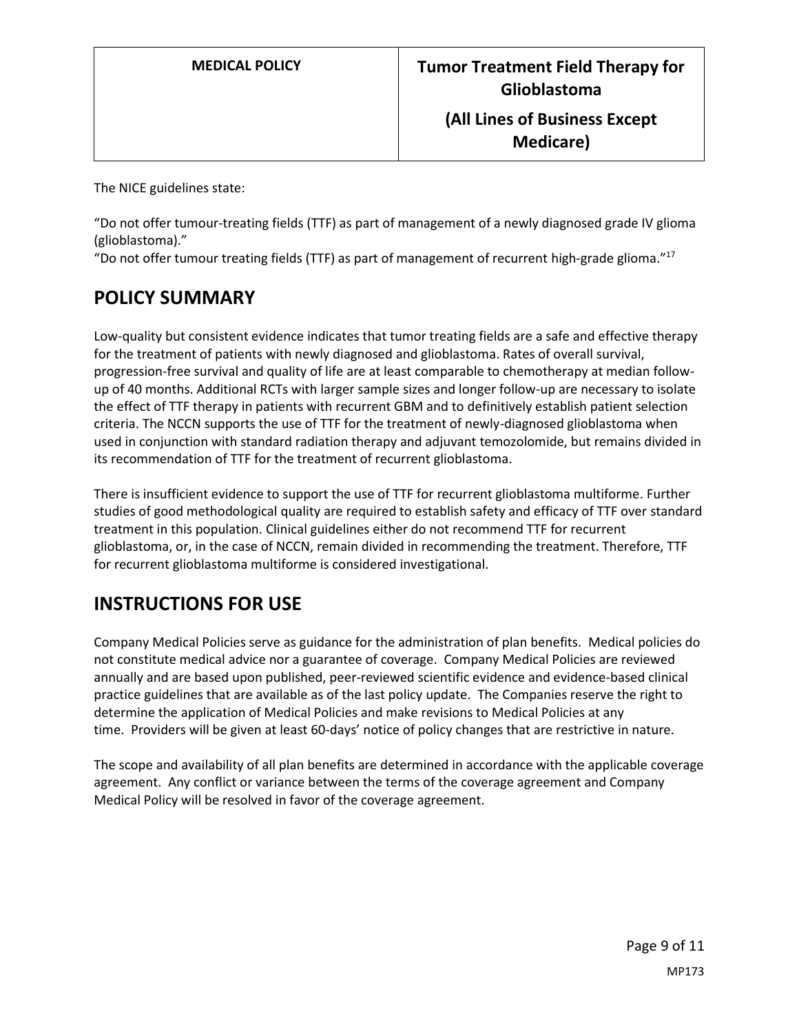The NICE guidelines state:

"Do not offer tumour-treating fields (TTF) as part of management of a newly diagnosed grade IV glioma (glioblastoma)."

"Do not offer tumour treating fields (TTF) as part of management of recurrent high-grade glioma."[17]

## POLICY SUMMARY

Low-quality but consistent evidence indicates that tumor treating fields are a safe and effective therapy for the treatment of patients with newly diagnosed and glioblastoma. Rates of overall survival, progression-free survival and quality of life are at least comparable to chemotherapy at median follow-up of 40 months. Additional RCTs with larger sample sizes and longer follow-up are necessary to isolate the effect of TTF therapy in patients with recurrent GBM and to definitively establish patient selection criteria. The NCCN supports the use of TTF for the treatment of newly-diagnosed glioblastoma when used in conjunction with standard radiation therapy and adjuvant temozolomide, but remains divided in its recommendation of TTF for the treatment of recurrent glioblastoma.

There is insufficient evidence to support the use of TTF for recurrent glioblastoma multiforme. Further studies of good methodological quality are required to establish safety and efficacy of TTF over standard treatment in this population. Clinical guidelines either do not recommend TTF for recurrent glioblastoma, or, in the case of NCCN, remain divided in recommending the treatment. Therefore, TTF for recurrent glioblastoma multiforme is considered investigational.

## INSTRUCTIONS FOR USE

Company Medical Policies serve as guidance for the administration of plan benefits. Medical policies do not constitute medical advice nor a guarantee of coverage. Company Medical Policies are reviewed annually and are based upon published, peer-reviewed scientific evidence and evidence-based clinical practice guidelines that are available as of the last policy update. The Companies reserve the right to determine the application of Medical Policies and make revisions to Medical Policies at any time. Providers will be given at least 60-days' notice of policy changes that are restrictive in nature.

The scope and availability of all plan benefits are determined in accordance with the applicable coverage agreement. Any conflict or variance between the terms of the coverage agreement and Company Medical Policy will be resolved in favor of the coverage agreement.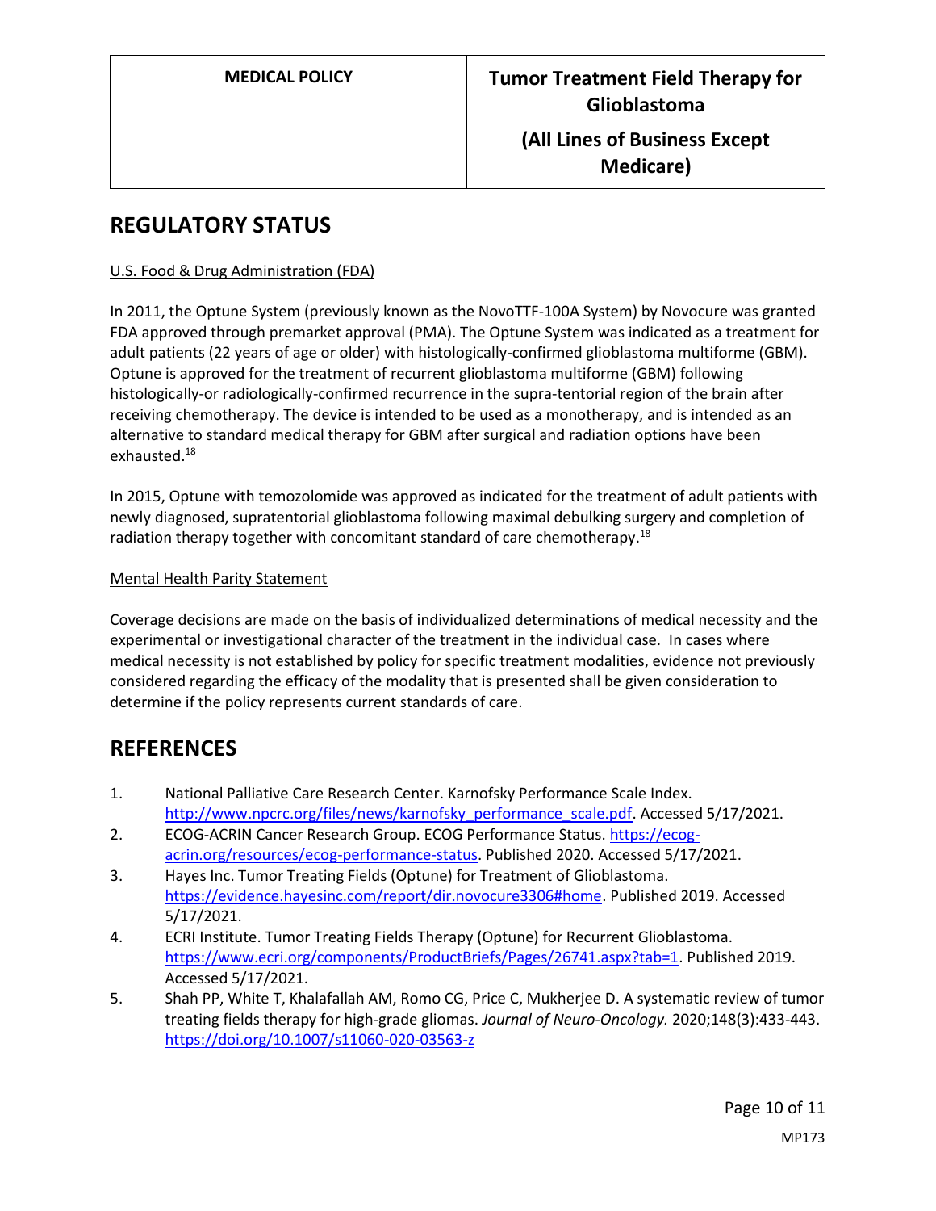## REGULATORY STATUS

U.S. Food & Drug Administration (FDA)

In 2011, the Optune System (previously known as the NovoTTF-100A System) by Novocure was granted FDA approved through premarket approval (PMA). The Optune System was indicated as a treatment for adult patients (22 years of age or older) with histologically-confirmed glioblastoma multiforme (GBM). Optune is approved for the treatment of recurrent glioblastoma multiforme (GBM) following histologically-or radiologically-confirmed recurrence in the supra-tentorial region of the brain after receiving chemotherapy. The device is intended to be used as a monotherapy, and is intended as an alternative to standard medical therapy for GBM after surgical and radiation options have been exhausted.[18]

In 2015, Optune with temozolomide was approved as indicated for the treatment of adult patients with newly diagnosed, supratentorial glioblastoma following maximal debulking surgery and completion of radiation therapy together with concomitant standard of care chemotherapy.[18]

Mental Health Parity Statement

Coverage decisions are made on the basis of individualized determinations of medical necessity and the experimental or investigational character of the treatment in the individual case. In cases where medical necessity is not established by policy for specific treatment modalities, evidence not previously considered regarding the efficacy of the modality that is presented shall be given consideration to determine if the policy represents current standards of care.

## REFERENCES

1. National Palliative Care Research Center. Karnofsky Performance Scale Index. http://www.npcrc.org/files/news/karnofsky_performance_scale.pdf. Accessed 5/17/2021.
2. ECOG-ACRIN Cancer Research Group. ECOG Performance Status. https://ecog-acrin.org/resources/ecog-performance-status. Published 2020. Accessed 5/17/2021.
3. Hayes Inc. Tumor Treating Fields (Optune) for Treatment of Glioblastoma. https://evidence.hayesinc.com/report/dir.novocure3306#home. Published 2019. Accessed 5/17/2021.
4. ECRI Institute. Tumor Treating Fields Therapy (Optune) for Recurrent Glioblastoma. https://www.ecri.org/components/ProductBriefs/Pages/26741.aspx?tab=1. Published 2019. Accessed 5/17/2021.
5. Shah PP, White T, Khalafallah AM, Romo CG, Price C, Mukherjee D. A systematic review of tumor treating fields therapy for high-grade gliomas. *Journal of Neuro-Oncology.* 2020;148(3):433-443. https://doi.org/10.1007/s11060-020-03563-z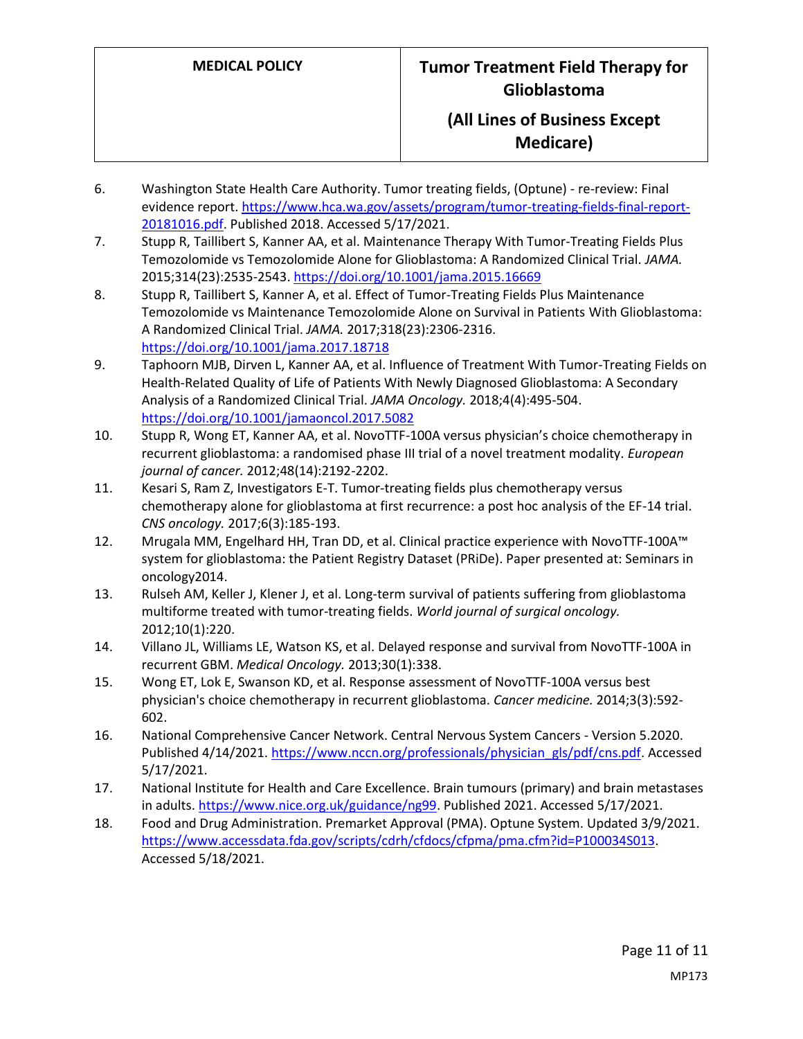6. Washington State Health Care Authority. Tumor treating fields, (Optune) - re-review: Final evidence report. https://www.hca.wa.gov/assets/program/tumor-treating-fields-final-report-20181016.pdf. Published 2018. Accessed 5/17/2021.
7. Stupp R, Taillibert S, Kanner AA, et al. Maintenance Therapy With Tumor-Treating Fields Plus Temozolomide vs Temozolomide Alone for Glioblastoma: A Randomized Clinical Trial. *JAMA.* 2015;314(23):2535-2543. https://doi.org/10.1001/jama.2015.16669
8. Stupp R, Taillibert S, Kanner A, et al. Effect of Tumor-Treating Fields Plus Maintenance Temozolomide vs Maintenance Temozolomide Alone on Survival in Patients With Glioblastoma: A Randomized Clinical Trial. *JAMA.* 2017;318(23):2306-2316. https://doi.org/10.1001/jama.2017.18718
9. Taphoorn MJB, Dirven L, Kanner AA, et al. Influence of Treatment With Tumor-Treating Fields on Health-Related Quality of Life of Patients With Newly Diagnosed Glioblastoma: A Secondary Analysis of a Randomized Clinical Trial. *JAMA Oncology.* 2018;4(4):495-504. https://doi.org/10.1001/jamaoncol.2017.5082
10. Stupp R, Wong ET, Kanner AA, et al. NovoTTF-100A versus physician's choice chemotherapy in recurrent glioblastoma: a randomised phase III trial of a novel treatment modality. *European journal of cancer.* 2012;48(14):2192-2202.
11. Kesari S, Ram Z, Investigators E-T. Tumor-treating fields plus chemotherapy versus chemotherapy alone for glioblastoma at first recurrence: a post hoc analysis of the EF-14 trial. *CNS oncology.* 2017;6(3):185-193.
12. Mrugala MM, Engelhard HH, Tran DD, et al. Clinical practice experience with NovoTTF-100A™ system for glioblastoma: the Patient Registry Dataset (PRiDe). Paper presented at: Seminars in oncology2014.
13. Rulseh AM, Keller J, Klener J, et al. Long-term survival of patients suffering from glioblastoma multiforme treated with tumor-treating fields. *World journal of surgical oncology.* 2012;10(1):220.
14. Villano JL, Williams LE, Watson KS, et al. Delayed response and survival from NovoTTF-100A in recurrent GBM. *Medical Oncology.* 2013;30(1):338.
15. Wong ET, Lok E, Swanson KD, et al. Response assessment of NovoTTF-100A versus best physician's choice chemotherapy in recurrent glioblastoma. *Cancer medicine.* 2014;3(3):592-602.
16. National Comprehensive Cancer Network. Central Nervous System Cancers - Version 5.2020. Published 4/14/2021. https://www.nccn.org/professionals/physician_gls/pdf/cns.pdf. Accessed 5/17/2021.
17. National Institute for Health and Care Excellence. Brain tumours (primary) and brain metastases in adults. https://www.nice.org.uk/guidance/ng99. Published 2021. Accessed 5/17/2021.
18. Food and Drug Administration. Premarket Approval (PMA). Optune System. Updated 3/9/2021. https://www.accessdata.fda.gov/scripts/cdrh/cfdocs/cfpma/pma.cfm?id=P100034S013. Accessed 5/18/2021.